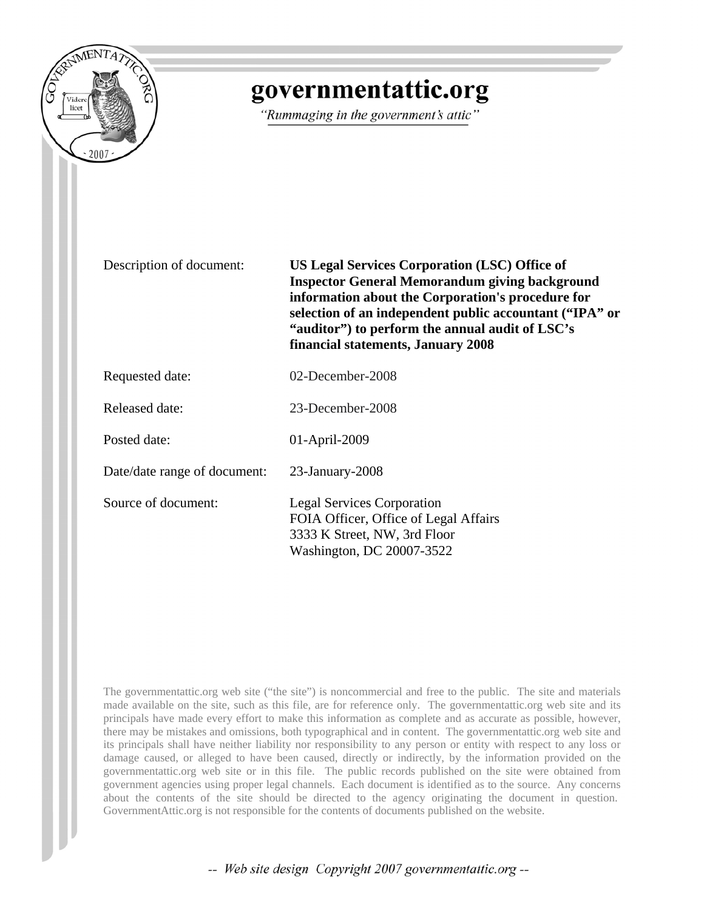# governmentattic.org

*"Rummaging in the government's attic"*

| | |
|---|---|
| Description of document: | **US Legal Services Corporation (LSC) Office of Inspector General Memorandum giving background information about the Corporation's procedure for selection of an independent public accountant ("IPA" or "auditor") to perform the annual audit of LSC's financial statements, January 2008** |
| Requested date: | 02-December-2008 |
| Released date: | 23-December-2008 |
| Posted date: | 01-April-2009 |
| Date/date range of document: | 23-January-2008 |
| Source of document: | Legal Services Corporation<br>FOIA Officer, Office of Legal Affairs<br>3333 K Street, NW, 3rd Floor<br>Washington, DC 20007-3522 |

The governmentattic.org web site ("the site") is noncommercial and free to the public. The site and materials made available on the site, such as this file, are for reference only. The governmentattic.org web site and its principals have made every effort to make this information as complete and as accurate as possible, however, there may be mistakes and omissions, both typographical and in content. The governmentattic.org web site and its principals shall have neither liability nor responsibility to any person or entity with respect to any loss or damage caused, or alleged to have been caused, directly or indirectly, by the information provided on the governmentattic.org web site or in this file. The public records published on the site were obtained from government agencies using proper legal channels. Each document is identified as to the source. Any concerns about the contents of the site should be directed to the agency originating the document in question. GovernmentAttic.org is not responsible for the contents of documents published on the website.

*-- Web site design Copyright 2007 governmentattic.org --*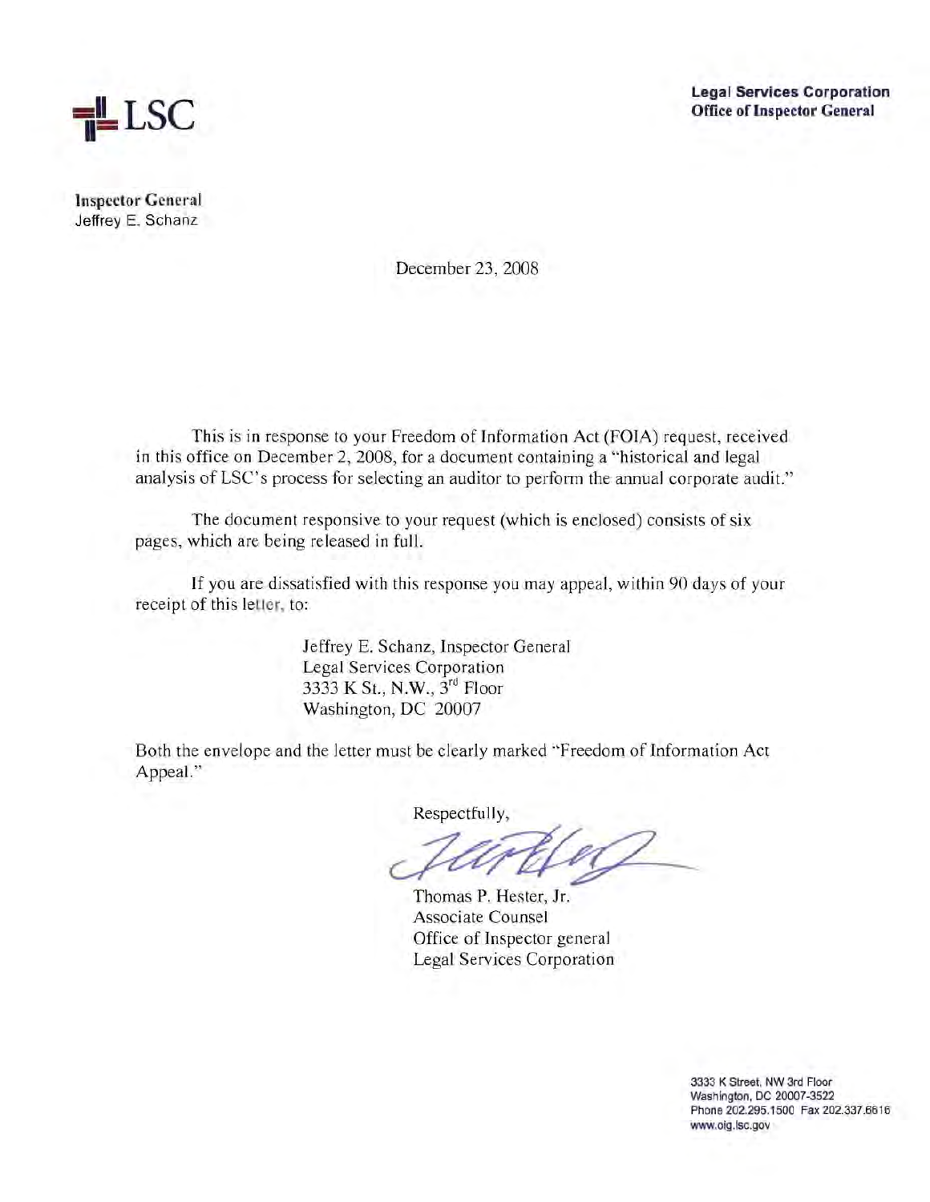LSC

**Legal Services Corporation**
**Office of Inspector General**

**Inspector General**
Jeffrey E. Schanz

December 23, 2008

This is in response to your Freedom of Information Act (FOIA) request, received in this office on December 2, 2008, for a document containing a "historical and legal analysis of LSC's process for selecting an auditor to perform the annual corporate audit."

The document responsive to your request (which is enclosed) consists of six pages, which are being released in full.

If you are dissatisfied with this response you may appeal, within 90 days of your receipt of this letter, to:

Jeffrey E. Schanz, Inspector General
Legal Services Corporation
3333 K St., N.W., 3rd Floor
Washington, DC 20007

Both the envelope and the letter must be clearly marked "Freedom of Information Act Appeal."

Respectfully,

Thomas P. Hester, Jr.
Associate Counsel
Office of Inspector general
Legal Services Corporation

3333 K Street, NW 3rd Floor
Washington, DC 20007-3522
Phone 202.295.1500 Fax 202.337.6616
www.oig.lsc.gov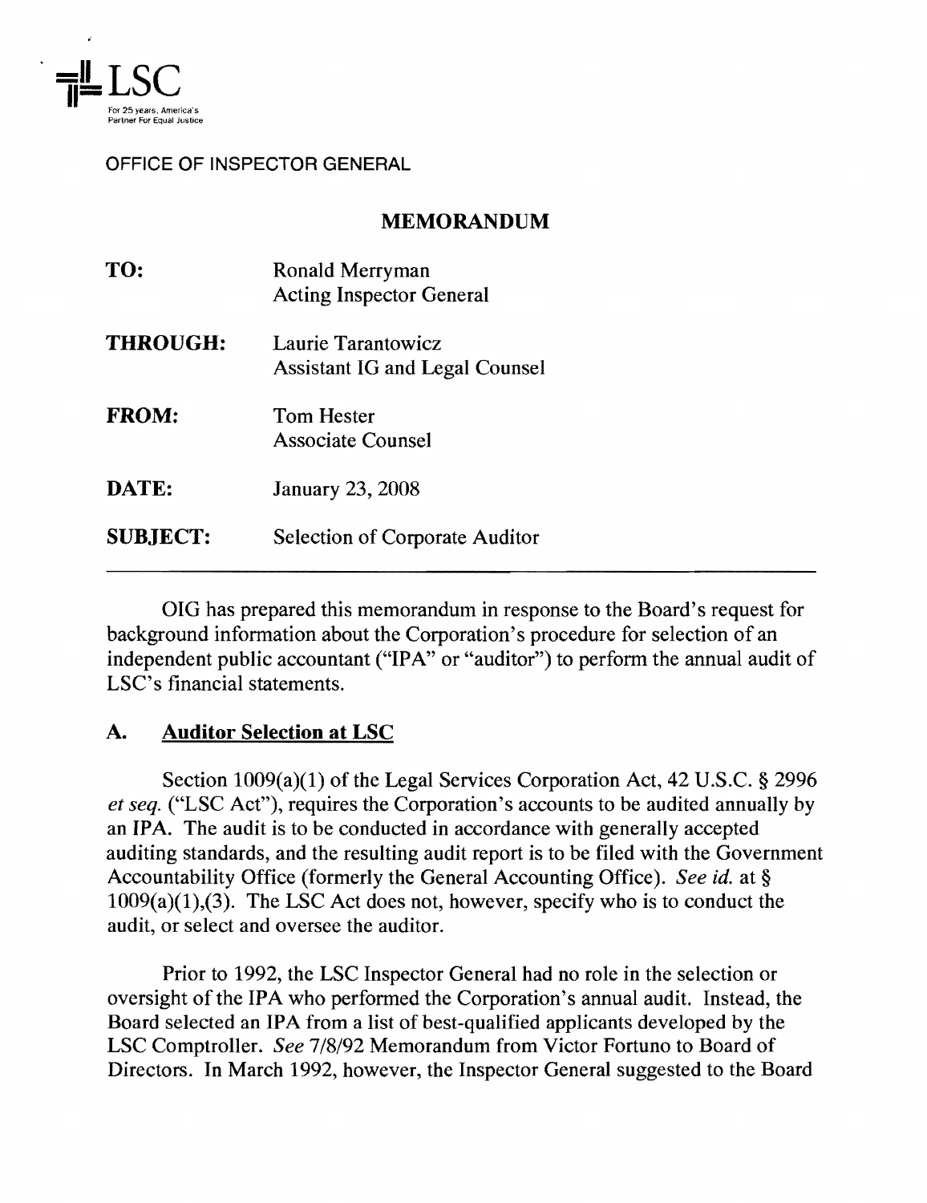LSC

For 25 years, America's Partner For Equal Justice

OFFICE OF INSPECTOR GENERAL

## MEMORANDUM

| | |
|---|---|
| **TO:** | Ronald Merryman<br>Acting Inspector General |
| **THROUGH:** | Laurie Tarantowicz<br>Assistant IG and Legal Counsel |
| **FROM:** | Tom Hester<br>Associate Counsel |
| **DATE:** | January 23, 2008 |
| **SUBJECT:** | Selection of Corporate Auditor |

---

OIG has prepared this memorandum in response to the Board's request for background information about the Corporation's procedure for selection of an independent public accountant ("IPA" or "auditor") to perform the annual audit of LSC's financial statements.

### A. Auditor Selection at LSC

Section 1009(a)(1) of the Legal Services Corporation Act, 42 U.S.C. § 2996 *et seq.* ("LSC Act"), requires the Corporation's accounts to be audited annually by an IPA. The audit is to be conducted in accordance with generally accepted auditing standards, and the resulting audit report is to be filed with the Government Accountability Office (formerly the General Accounting Office). *See id.* at § 1009(a)(1),(3). The LSC Act does not, however, specify who is to conduct the audit, or select and oversee the auditor.

Prior to 1992, the LSC Inspector General had no role in the selection or oversight of the IPA who performed the Corporation's annual audit. Instead, the Board selected an IPA from a list of best-qualified applicants developed by the LSC Comptroller. *See* 7/8/92 Memorandum from Victor Fortuno to Board of Directors. In March 1992, however, the Inspector General suggested to the Board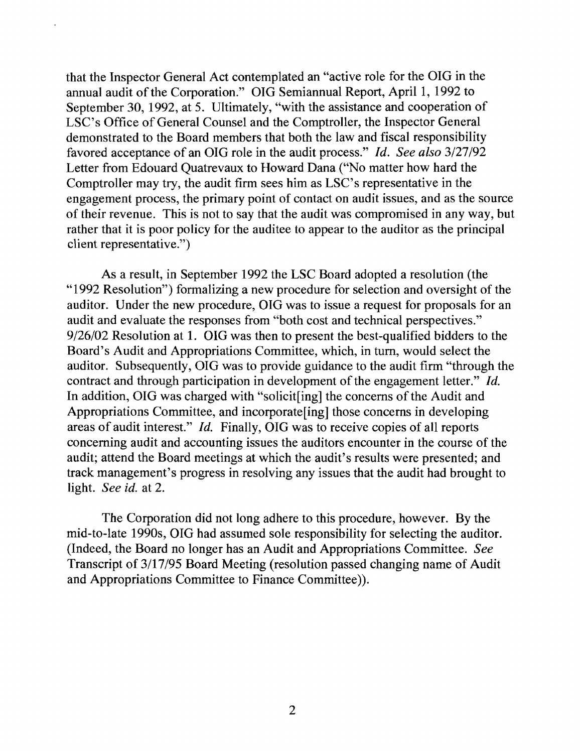that the Inspector General Act contemplated an "active role for the OIG in the annual audit of the Corporation." OIG Semiannual Report, April 1, 1992 to September 30, 1992, at 5. Ultimately, "with the assistance and cooperation of LSC's Office of General Counsel and the Comptroller, the Inspector General demonstrated to the Board members that both the law and fiscal responsibility favored acceptance of an OIG role in the audit process." *Id. See also* 3/27/92 Letter from Edouard Quatrevaux to Howard Dana ("No matter how hard the Comptroller may try, the audit firm sees him as LSC's representative in the engagement process, the primary point of contact on audit issues, and as the source of their revenue. This is not to say that the audit was compromised in any way, but rather that it is poor policy for the auditee to appear to the auditor as the principal client representative.")

As a result, in September 1992 the LSC Board adopted a resolution (the "1992 Resolution") formalizing a new procedure for selection and oversight of the auditor. Under the new procedure, OIG was to issue a request for proposals for an audit and evaluate the responses from "both cost and technical perspectives." 9/26/02 Resolution at 1. OIG was then to present the best-qualified bidders to the Board's Audit and Appropriations Committee, which, in turn, would select the auditor. Subsequently, OIG was to provide guidance to the audit firm "through the contract and through participation in development of the engagement letter." *Id.* In addition, OIG was charged with "solicit[ing] the concerns of the Audit and Appropriations Committee, and incorporate[ing] those concerns in developing areas of audit interest." *Id.* Finally, OIG was to receive copies of all reports concerning audit and accounting issues the auditors encounter in the course of the audit; attend the Board meetings at which the audit's results were presented; and track management's progress in resolving any issues that the audit had brought to light. *See id.* at 2.

The Corporation did not long adhere to this procedure, however. By the mid-to-late 1990s, OIG had assumed sole responsibility for selecting the auditor. (Indeed, the Board no longer has an Audit and Appropriations Committee. *See* Transcript of 3/17/95 Board Meeting (resolution passed changing name of Audit and Appropriations Committee to Finance Committee)).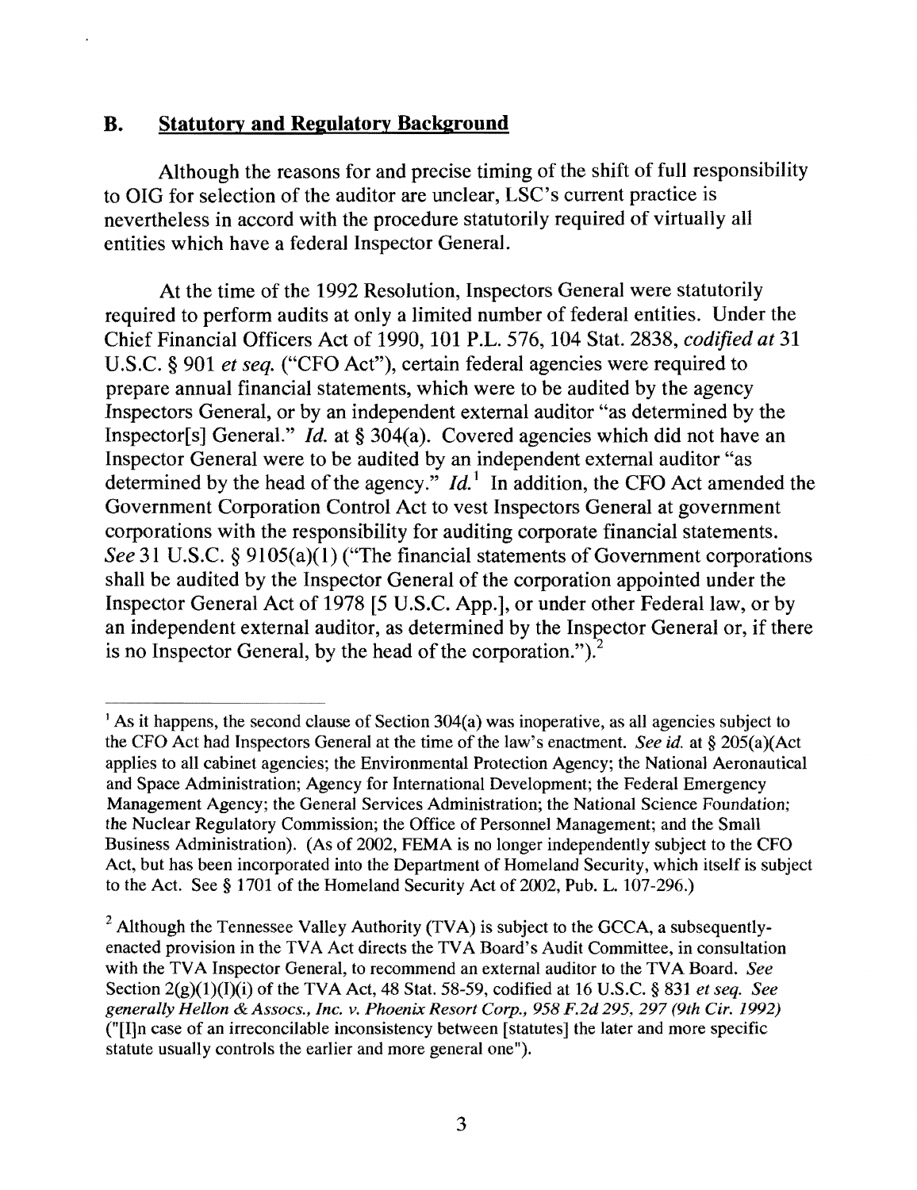## B. Statutory and Regulatory Background

Although the reasons for and precise timing of the shift of full responsibility to OIG for selection of the auditor are unclear, LSC's current practice is nevertheless in accord with the procedure statutorily required of virtually all entities which have a federal Inspector General.

At the time of the 1992 Resolution, Inspectors General were statutorily required to perform audits at only a limited number of federal entities. Under the Chief Financial Officers Act of 1990, 101 P.L. 576, 104 Stat. 2838, *codified at* 31 U.S.C. § 901 *et seq.* ("CFO Act"), certain federal agencies were required to prepare annual financial statements, which were to be audited by the agency Inspectors General, or by an independent external auditor "as determined by the Inspector[s] General." *Id.* at § 304(a). Covered agencies which did not have an Inspector General were to be audited by an independent external auditor "as determined by the head of the agency." *Id.*[1] In addition, the CFO Act amended the Government Corporation Control Act to vest Inspectors General at government corporations with the responsibility for auditing corporate financial statements. *See* 31 U.S.C. § 9105(a)(1) ("The financial statements of Government corporations shall be audited by the Inspector General of the corporation appointed under the Inspector General Act of 1978 [5 U.S.C. App.], or under other Federal law, or by an independent external auditor, as determined by the Inspector General or, if there is no Inspector General, by the head of the corporation.").[2]

---

[1] As it happens, the second clause of Section 304(a) was inoperative, as all agencies subject to the CFO Act had Inspectors General at the time of the law's enactment. *See id.* at § 205(a)(Act applies to all cabinet agencies; the Environmental Protection Agency; the National Aeronautical and Space Administration; Agency for International Development; the Federal Emergency Management Agency; the General Services Administration; the National Science Foundation; the Nuclear Regulatory Commission; the Office of Personnel Management; and the Small Business Administration). (As of 2002, FEMA is no longer independently subject to the CFO Act, but has been incorporated into the Department of Homeland Security, which itself is subject to the Act. See § 1701 of the Homeland Security Act of 2002, Pub. L. 107-296.)

[2] Although the Tennessee Valley Authority (TVA) is subject to the GCCA, a subsequently-enacted provision in the TVA Act directs the TVA Board's Audit Committee, in consultation with the TVA Inspector General, to recommend an external auditor to the TVA Board. *See* Section 2(g)(1)(I)(i) of the TVA Act, 48 Stat. 58-59, codified at 16 U.S.C. § 831 *et seq. See generally Hellon & Assocs., Inc. v. Phoenix Resort Corp., 958 F.2d 295, 297 (9th Cir. 1992)* ("[I]n case of an irreconcilable inconsistency between [statutes] the later and more specific statute usually controls the earlier and more general one").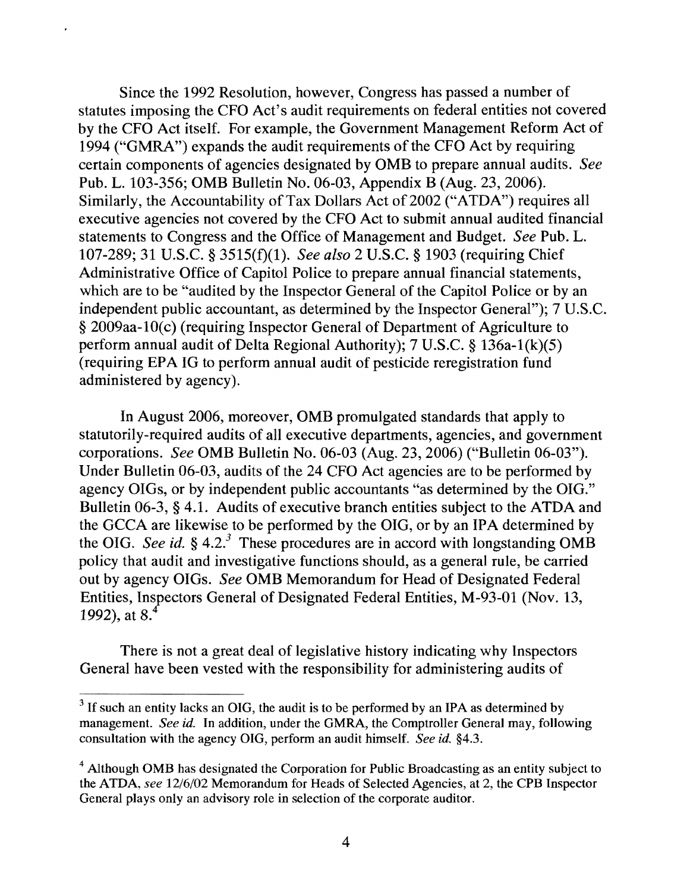Since the 1992 Resolution, however, Congress has passed a number of statutes imposing the CFO Act's audit requirements on federal entities not covered by the CFO Act itself. For example, the Government Management Reform Act of 1994 ("GMRA") expands the audit requirements of the CFO Act by requiring certain components of agencies designated by OMB to prepare annual audits. *See* Pub. L. 103-356; OMB Bulletin No. 06-03, Appendix B (Aug. 23, 2006). Similarly, the Accountability of Tax Dollars Act of 2002 ("ATDA") requires all executive agencies not covered by the CFO Act to submit annual audited financial statements to Congress and the Office of Management and Budget. *See* Pub. L. 107-289; 31 U.S.C. § 3515(f)(1). *See also* 2 U.S.C. § 1903 (requiring Chief Administrative Office of Capitol Police to prepare annual financial statements, which are to be "audited by the Inspector General of the Capitol Police or by an independent public accountant, as determined by the Inspector General"); 7 U.S.C. § 2009aa-10(c) (requiring Inspector General of Department of Agriculture to perform annual audit of Delta Regional Authority); 7 U.S.C. § 136a-1(k)(5) (requiring EPA IG to perform annual audit of pesticide reregistration fund administered by agency).

In August 2006, moreover, OMB promulgated standards that apply to statutorily-required audits of all executive departments, agencies, and government corporations. *See* OMB Bulletin No. 06-03 (Aug. 23, 2006) ("Bulletin 06-03"). Under Bulletin 06-03, audits of the 24 CFO Act agencies are to be performed by agency OIGs, or by independent public accountants "as determined by the OIG." Bulletin 06-3, § 4.1. Audits of executive branch entities subject to the ATDA and the GCCA are likewise to be performed by the OIG, or by an IPA determined by the OIG. *See id.* § 4.2.[3] These procedures are in accord with longstanding OMB policy that audit and investigative functions should, as a general rule, be carried out by agency OIGs. *See* OMB Memorandum for Head of Designated Federal Entities, Inspectors General of Designated Federal Entities, M-93-01 (Nov. 13, 1992), at 8.[4]

There is not a great deal of legislative history indicating why Inspectors General have been vested with the responsibility for administering audits of

---

[3] If such an entity lacks an OIG, the audit is to be performed by an IPA as determined by management. *See id.* In addition, under the GMRA, the Comptroller General may, following consultation with the agency OIG, perform an audit himself. *See id.* §4.3.

[4] Although OMB has designated the Corporation for Public Broadcasting as an entity subject to the ATDA, *see* 12/6/02 Memorandum for Heads of Selected Agencies, at 2, the CPB Inspector General plays only an advisory role in selection of the corporate auditor.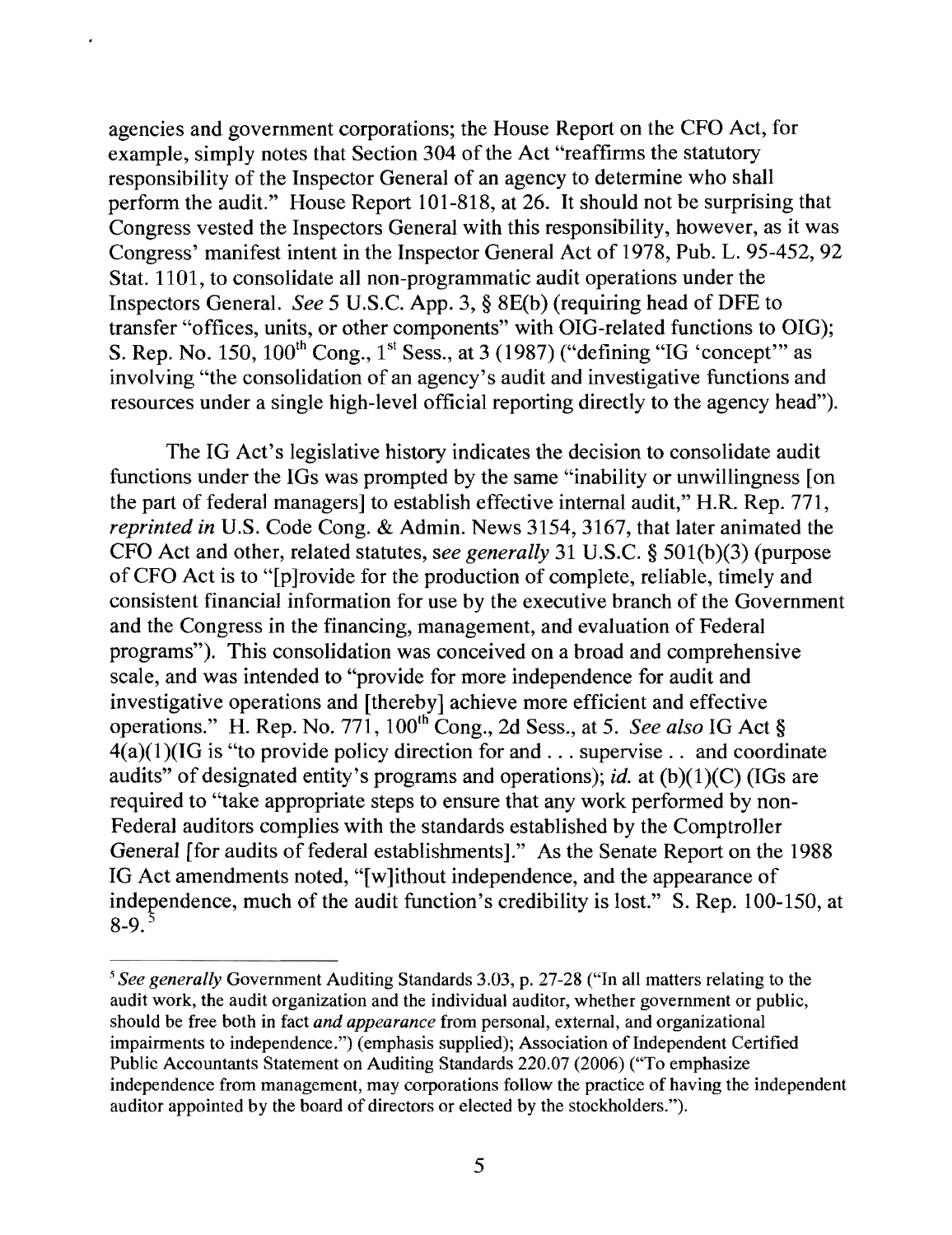agencies and government corporations; the House Report on the CFO Act, for example, simply notes that Section 304 of the Act "reaffirms the statutory responsibility of the Inspector General of an agency to determine who shall perform the audit." House Report 101-818, at 26. It should not be surprising that Congress vested the Inspectors General with this responsibility, however, as it was Congress' manifest intent in the Inspector General Act of 1978, Pub. L. 95-452, 92 Stat. 1101, to consolidate all non-programmatic audit operations under the Inspectors General. *See* 5 U.S.C. App. 3, § 8E(b) (requiring head of DFE to transfer "offices, units, or other components" with OIG-related functions to OIG); S. Rep. No. 150, 100th Cong., 1st Sess., at 3 (1987) ("defining "IG 'concept'" as involving "the consolidation of an agency's audit and investigative functions and resources under a single high-level official reporting directly to the agency head").

The IG Act's legislative history indicates the decision to consolidate audit functions under the IGs was prompted by the same "inability or unwillingness [on the part of federal managers] to establish effective internal audit," H.R. Rep. 771, *reprinted in* U.S. Code Cong. & Admin. News 3154, 3167, that later animated the CFO Act and other, related statutes, *see generally* 31 U.S.C. § 501(b)(3) (purpose of CFO Act is to "[p]rovide for the production of complete, reliable, timely and consistent financial information for use by the executive branch of the Government and the Congress in the financing, management, and evaluation of Federal programs"). This consolidation was conceived on a broad and comprehensive scale, and was intended to "provide for more independence for audit and investigative operations and [thereby] achieve more efficient and effective operations." H. Rep. No. 771, 100th Cong., 2d Sess., at 5. *See also* IG Act § 4(a)(1)(IG is "to provide policy direction for and . . . supervise . . and coordinate audits" of designated entity's programs and operations); *id.* at (b)(1)(C) (IGs are required to "take appropriate steps to ensure that any work performed by non-Federal auditors complies with the standards established by the Comptroller General [for audits of federal establishments]." As the Senate Report on the 1988 IG Act amendments noted, "[w]ithout independence, and the appearance of independence, much of the audit function's credibility is lost." S. Rep. 100-150, at 8-9.[5]

---

[5] *See generally* Government Auditing Standards 3.03, p. 27-28 ("In all matters relating to the audit work, the audit organization and the individual auditor, whether government or public, should be free both in fact *and appearance* from personal, external, and organizational impairments to independence.") (emphasis supplied); Association of Independent Certified Public Accountants Statement on Auditing Standards 220.07 (2006) ("To emphasize independence from management, may corporations follow the practice of having the independent auditor appointed by the board of directors or elected by the stockholders.").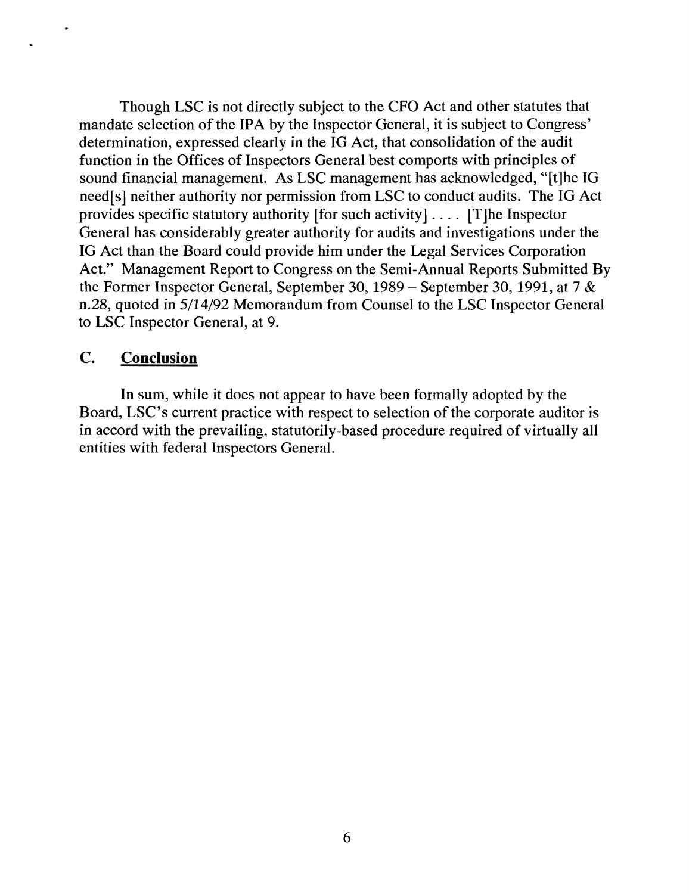Though LSC is not directly subject to the CFO Act and other statutes that mandate selection of the IPA by the Inspector General, it is subject to Congress' determination, expressed clearly in the IG Act, that consolidation of the audit function in the Offices of Inspectors General best comports with principles of sound financial management. As LSC management has acknowledged, "[t]he IG need[s] neither authority nor permission from LSC to conduct audits. The IG Act provides specific statutory authority [for such activity] . . . . [T]he Inspector General has considerably greater authority for audits and investigations under the IG Act than the Board could provide him under the Legal Services Corporation Act." Management Report to Congress on the Semi-Annual Reports Submitted By the Former Inspector General, September 30, 1989 – September 30, 1991, at 7 & n.28, quoted in 5/14/92 Memorandum from Counsel to the LSC Inspector General to LSC Inspector General, at 9.

## C. Conclusion

In sum, while it does not appear to have been formally adopted by the Board, LSC's current practice with respect to selection of the corporate auditor is in accord with the prevailing, statutorily-based procedure required of virtually all entities with federal Inspectors General.